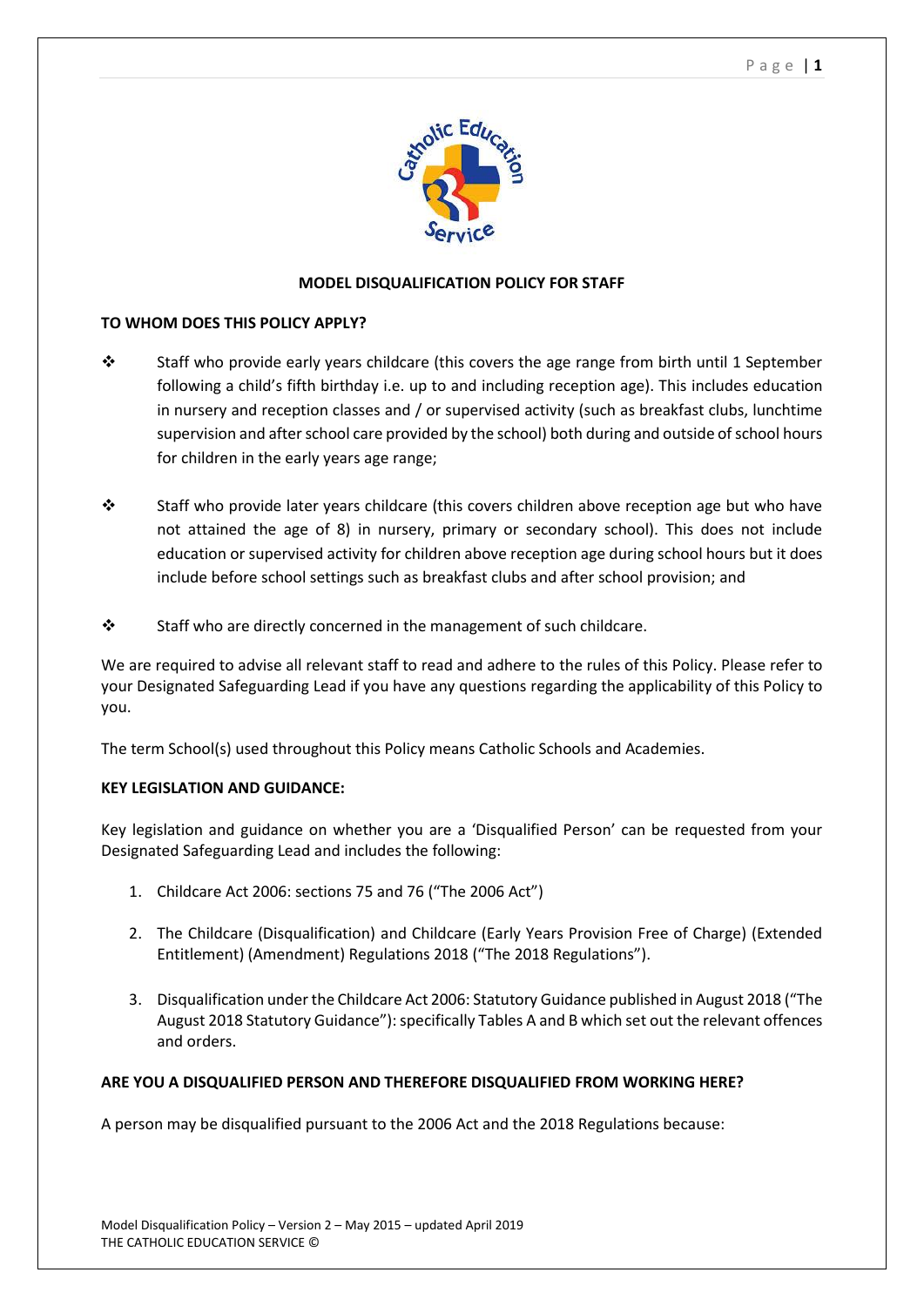## MODEL DISQUALIFICATION POLICY FOR STAFF

### TO WHOM DOES THIS POLICY APPLY?

- Staff who provide early years childcare (this covers the age range from birth until 1 September following a child's fifth birthday i.e. up to and including reception age). This includes education in nursery and reception classes and / or supervised activity (such as breakfast clubs, lunchtime supervision and after school care provided by the school) both during and outside of school hours for children in the early years age range;
- Staff who provide later years childcare (this covers children above reception age but who have not attained the age of 8) in nursery, primary or secondary school). This does not include education or supervised activity for children above reception age during school hours but it does include before school settings such as breakfast clubs and after school provision; and
- Staff who are directly concerned in the management of such childcare.

We are required to advise all relevant staff to read and adhere to the rules of this Policy. Please refer to your Designated Safeguarding Lead if you have any questions regarding the applicability of this Policy to you.

The term School(s) used throughout this Policy means Catholic Schools and Academies.

### KEY LEGISLATION AND GUIDANCE:

Key legislation and guidance on whether you are a 'Disqualified Person' can be requested from your Designated Safeguarding Lead and includes the following:

1. Childcare Act 2006: sections 75 and 76 ("The 2006 Act")
2. The Childcare (Disqualification) and Childcare (Early Years Provision Free of Charge) (Extended Entitlement) (Amendment) Regulations 2018 ("The 2018 Regulations").
3. Disqualification under the Childcare Act 2006: Statutory Guidance published in August 2018 ("The August 2018 Statutory Guidance"): specifically Tables A and B which set out the relevant offences and orders.

### ARE YOU A DISQUALIFIED PERSON AND THEREFORE DISQUALIFIED FROM WORKING HERE?

A person may be disqualified pursuant to the 2006 Act and the 2018 Regulations because: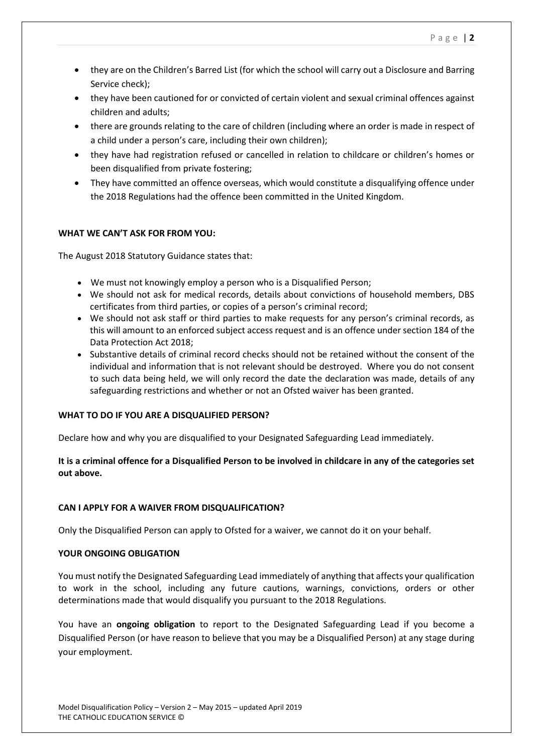- they are on the Children's Barred List (for which the school will carry out a Disclosure and Barring Service check);
- they have been cautioned for or convicted of certain violent and sexual criminal offences against children and adults;
- there are grounds relating to the care of children (including where an order is made in respect of a child under a person's care, including their own children);
- they have had registration refused or cancelled in relation to childcare or children's homes or been disqualified from private fostering;
- They have committed an offence overseas, which would constitute a disqualifying offence under the 2018 Regulations had the offence been committed in the United Kingdom.

**WHAT WE CAN'T ASK FOR FROM YOU:**

The August 2018 Statutory Guidance states that:

- We must not knowingly employ a person who is a Disqualified Person;
- We should not ask for medical records, details about convictions of household members, DBS certificates from third parties, or copies of a person's criminal record;
- We should not ask staff or third parties to make requests for any person's criminal records, as this will amount to an enforced subject access request and is an offence under section 184 of the Data Protection Act 2018;
- Substantive details of criminal record checks should not be retained without the consent of the individual and information that is not relevant should be destroyed. Where you do not consent to such data being held, we will only record the date the declaration was made, details of any safeguarding restrictions and whether or not an Ofsted waiver has been granted.

**WHAT TO DO IF YOU ARE A DISQUALIFIED PERSON?**

Declare how and why you are disqualified to your Designated Safeguarding Lead immediately.

**It is a criminal offence for a Disqualified Person to be involved in childcare in any of the categories set out above.**

**CAN I APPLY FOR A WAIVER FROM DISQUALIFICATION?**

Only the Disqualified Person can apply to Ofsted for a waiver, we cannot do it on your behalf.

**YOUR ONGOING OBLIGATION**

You must notify the Designated Safeguarding Lead immediately of anything that affects your qualification to work in the school, including any future cautions, warnings, convictions, orders or other determinations made that would disqualify you pursuant to the 2018 Regulations.

You have an **ongoing obligation** to report to the Designated Safeguarding Lead if you become a Disqualified Person (or have reason to believe that you may be a Disqualified Person) at any stage during your employment.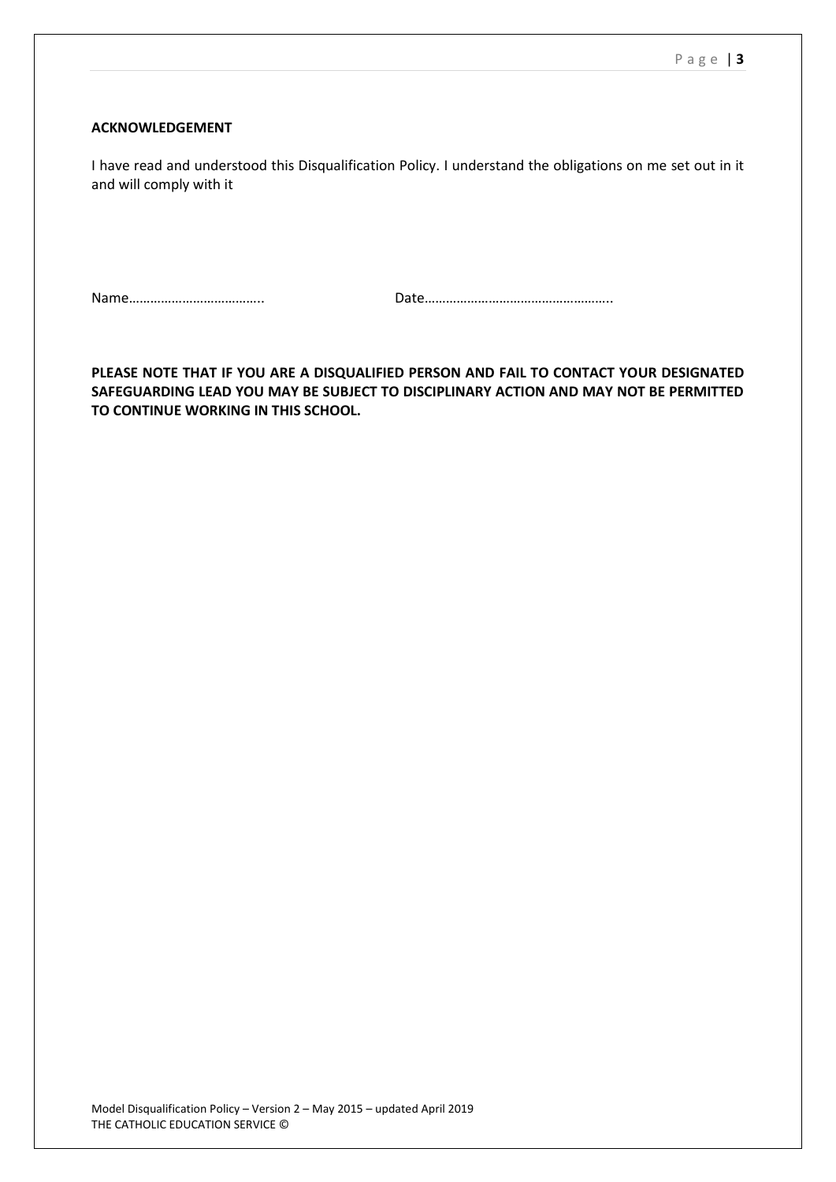**ACKNOWLEDGEMENT**

I have read and understood this Disqualification Policy. I understand the obligations on me set out in it and will comply with it

Name……………………………….. Date……………………………………………..

**PLEASE NOTE THAT IF YOU ARE A DISQUALIFIED PERSON AND FAIL TO CONTACT YOUR DESIGNATED SAFEGUARDING LEAD YOU MAY BE SUBJECT TO DISCIPLINARY ACTION AND MAY NOT BE PERMITTED TO CONTINUE WORKING IN THIS SCHOOL.**